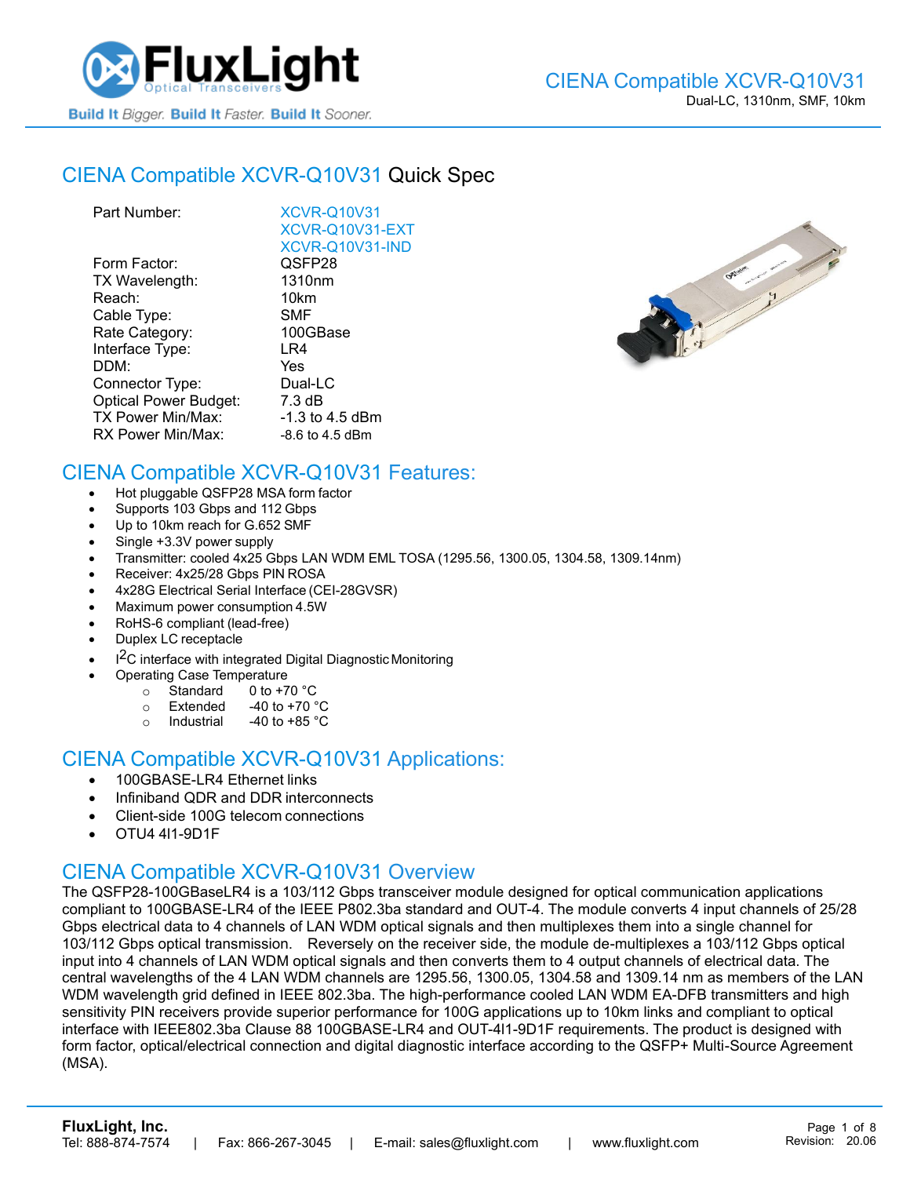# CIENA Compatible XCVR-Q10V31 Quick Spec

| | |
|---|---|
| Part Number: | XCVR-Q10V31<br>XCVR-Q10V31-EXT<br>XCVR-Q10V31-IND |
| Form Factor: | QSFP28 |
| TX Wavelength: | 1310nm |
| Reach: | 10km |
| Cable Type: | SMF |
| Rate Category: | 100GBase |
| Interface Type: | LR4 |
| DDM: | Yes |
| Connector Type: | Dual-LC |
| Optical Power Budget: | 7.3 dB |
| TX Power Min/Max: | -1.3 to 4.5 dBm |
| RX Power Min/Max: | -8.6 to 4.5 dBm |

## CIENA Compatible XCVR-Q10V31 Features:

- Hot pluggable QSFP28 MSA form factor
- Supports 103 Gbps and 112 Gbps
- Up to 10km reach for G.652 SMF
- Single +3.3V power supply
- Transmitter: cooled 4x25 Gbps LAN WDM EML TOSA (1295.56, 1300.05, 1304.58, 1309.14nm)
- Receiver: 4x25/28 Gbps PIN ROSA
- 4x28G Electrical Serial Interface (CEI-28GVSR)
- Maximum power consumption 4.5W
- RoHS-6 compliant (lead-free)
- Duplex LC receptacle
- $I^2C$ interface with integrated Digital Diagnostic Monitoring
- Operating Case Temperature
  - Standard 0 to +70 °C
  - Extended -40 to +70 °C
  - Industrial -40 to +85 °C

## CIENA Compatible XCVR-Q10V31 Applications:

- 100GBASE-LR4 Ethernet links
- Infiniband QDR and DDR interconnects
- Client-side 100G telecom connections
- OTU4 4I1-9D1F

## CIENA Compatible XCVR-Q10V31 Overview

The QSFP28-100GBaseLR4 is a 103/112 Gbps transceiver module designed for optical communication applications compliant to 100GBASE-LR4 of the IEEE P802.3ba standard and OUT-4. The module converts 4 input channels of 25/28 Gbps electrical data to 4 channels of LAN WDM optical signals and then multiplexes them into a single channel for 103/112 Gbps optical transmission. Reversely on the receiver side, the module de-multiplexes a 103/112 Gbps optical input into 4 channels of LAN WDM optical signals and then converts them to 4 output channels of electrical data. The central wavelengths of the 4 LAN WDM channels are 1295.56, 1300.05, 1304.58 and 1309.14 nm as members of the LAN WDM wavelength grid defined in IEEE 802.3ba. The high-performance cooled LAN WDM EA-DFB transmitters and high sensitivity PIN receivers provide superior performance for 100G applications up to 10km links and compliant to optical interface with IEEE802.3ba Clause 88 100GBASE-LR4 and OUT-4I1-9D1F requirements. The product is designed with form factor, optical/electrical connection and digital diagnostic interface according to the QSFP+ Multi-Source Agreement (MSA).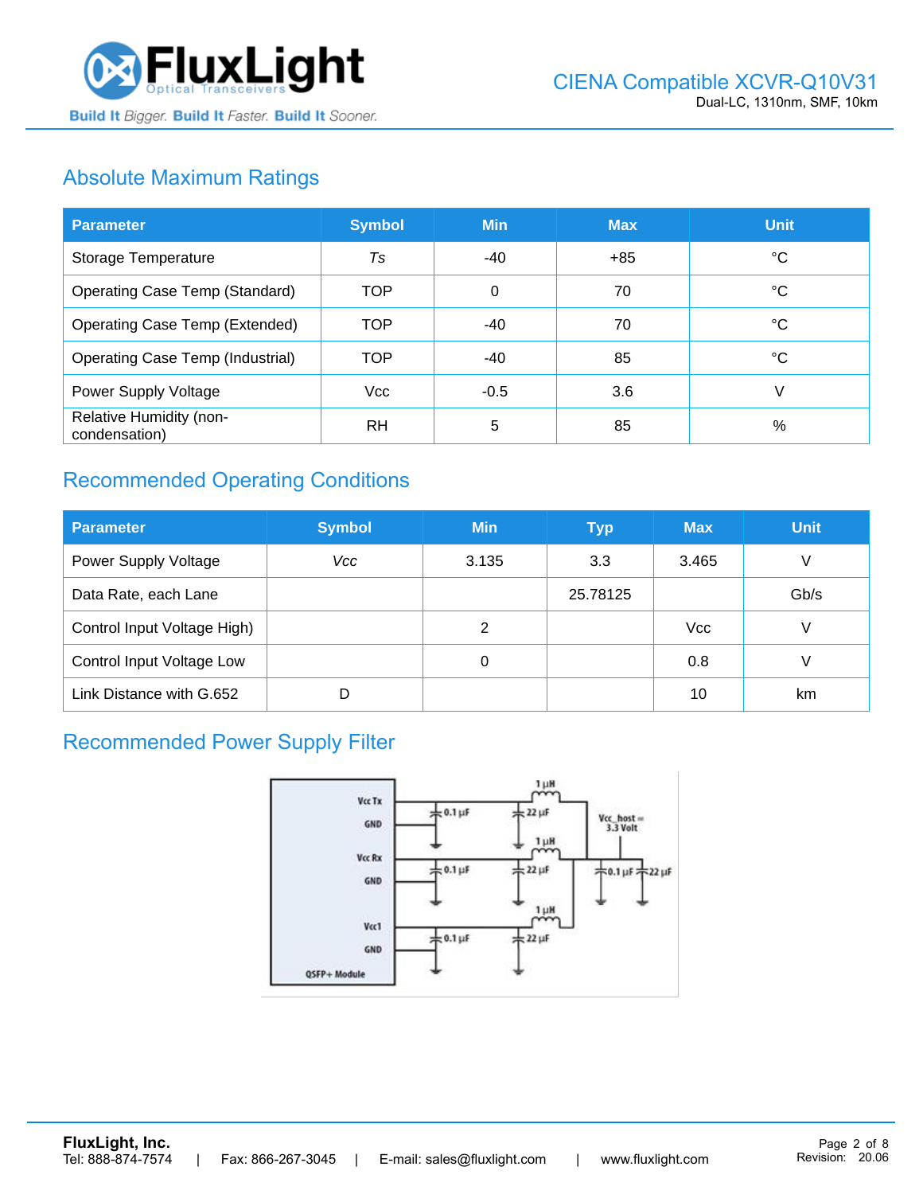## Absolute Maximum Ratings

| Parameter | Symbol | Min | Max | Unit |
|---|---|---|---|---|
| Storage Temperature | *Ts* | -40 | +85 | °C |
| Operating Case Temp (Standard) | TOP | 0 | 70 | °C |
| Operating Case Temp (Extended) | TOP | -40 | 70 | °C |
| Operating Case Temp (Industrial) | TOP | -40 | 85 | °C |
| Power Supply Voltage | Vcc | -0.5 | 3.6 | V |
| Relative Humidity (non-condensation) | RH | 5 | 85 | % |

## Recommended Operating Conditions

| Parameter | Symbol | Min | Typ | Max | Unit |
|---|---|---|---|---|---|
| Power Supply Voltage | *Vcc* | 3.135 | 3.3 | 3.465 | V |
| Data Rate, each Lane | | | 25.78125 | | Gb/s |
| Control Input Voltage High) | | 2 | | Vcc | V |
| Control Input Voltage Low | | 0 | | 0.8 | V |
| Link Distance with G.652 | D | | | 10 | km |

## Recommended Power Supply Filter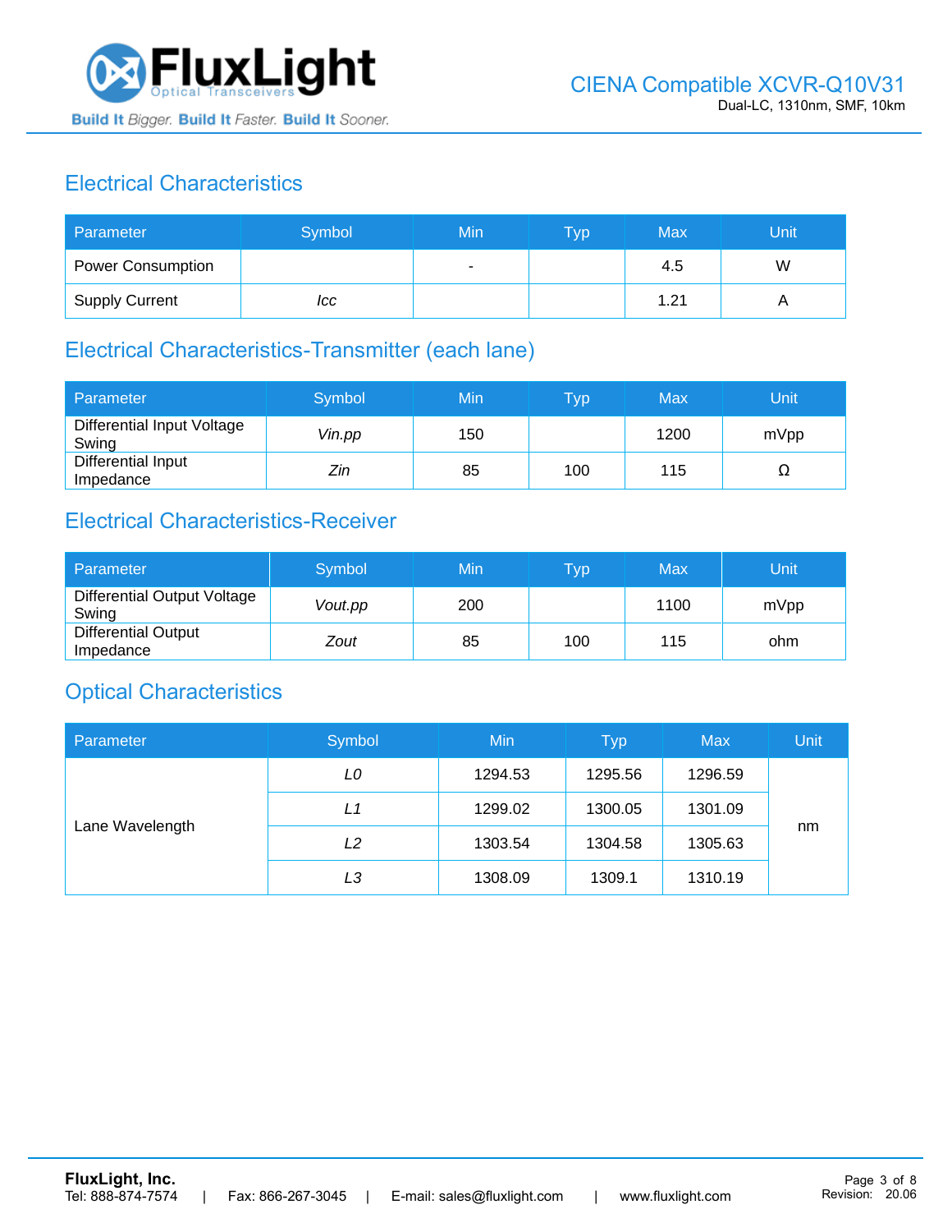## Electrical Characteristics

| Parameter | Symbol | Min | Typ | Max | Unit |
|---|---|---|---|---|---|
| Power Consumption | | - | | 4.5 | W |
| Supply Current | *Icc* | | | 1.21 | A |

## Electrical Characteristics-Transmitter (each lane)

| Parameter | Symbol | Min | Typ | Max | Unit |
|---|---|---|---|---|---|
| Differential Input Voltage Swing | *Vin.pp* | 150 | | 1200 | mVpp |
| Differential Input Impedance | *Zin* | 85 | 100 | 115 | Ω |

## Electrical Characteristics-Receiver

| Parameter | Symbol | Min | Typ | Max | Unit |
|---|---|---|---|---|---|
| Differential Output Voltage Swing | *Vout.pp* | 200 | | 1100 | mVpp |
| Differential Output Impedance | *Zout* | 85 | 100 | 115 | ohm |

## Optical Characteristics

| Parameter | Symbol | Min | Typ | Max | Unit |
|---|---|---|---|---|---|
| Lane Wavelength | *L0* | 1294.53 | 1295.56 | 1296.59 | nm |
| | *L1* | 1299.02 | 1300.05 | 1301.09 | |
| | *L2* | 1303.54 | 1304.58 | 1305.63 | |
| | *L3* | 1308.09 | 1309.1 | 1310.19 | |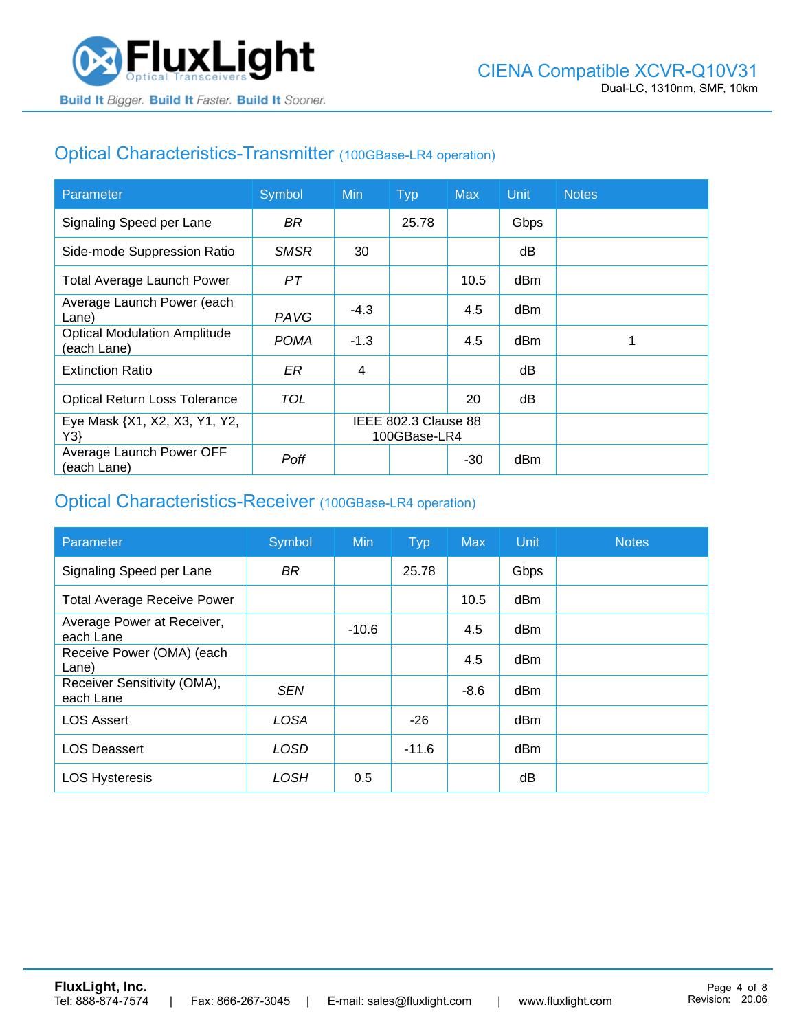## Optical Characteristics-Transmitter (100GBase-LR4 operation)

| Parameter | Symbol | Min | Typ | Max | Unit | Notes |
|---|---|---|---|---|---|---|
| Signaling Speed per Lane | *BR* | | 25.78 | | Gbps | |
| Side-mode Suppression Ratio | *SMSR* | 30 | | | dB | |
| Total Average Launch Power | *PT* | | | 10.5 | dBm | |
| Average Launch Power (each Lane) | *PAVG* | -4.3 | | 4.5 | dBm | |
| Optical Modulation Amplitude (each Lane) | *POMA* | -1.3 | | 4.5 | dBm | 1 |
| Extinction Ratio | *ER* | 4 | | | dB | |
| Optical Return Loss Tolerance | *TOL* | | | 20 | dB | |
| Eye Mask {X1, X2, X3, Y1, Y2, Y3} | | IEEE 802.3 Clause 88 100GBase-LR4 | | | | |
| Average Launch Power OFF (each Lane) | *Poff* | | | -30 | dBm | |

## Optical Characteristics-Receiver (100GBase-LR4 operation)

| Parameter | Symbol | Min | Typ | Max | Unit | Notes |
|---|---|---|---|---|---|---|
| Signaling Speed per Lane | *BR* | | 25.78 | | Gbps | |
| Total Average Receive Power | | | | 10.5 | dBm | |
| Average Power at Receiver, each Lane | | -10.6 | | 4.5 | dBm | |
| Receive Power (OMA) (each Lane) | | | | 4.5 | dBm | |
| Receiver Sensitivity (OMA), each Lane | *SEN* | | | -8.6 | dBm | |
| LOS Assert | *LOSA* | | -26 | | dBm | |
| LOS Deassert | *LOSD* | | -11.6 | | dBm | |
| LOS Hysteresis | *LOSH* | 0.5 | | | dB | |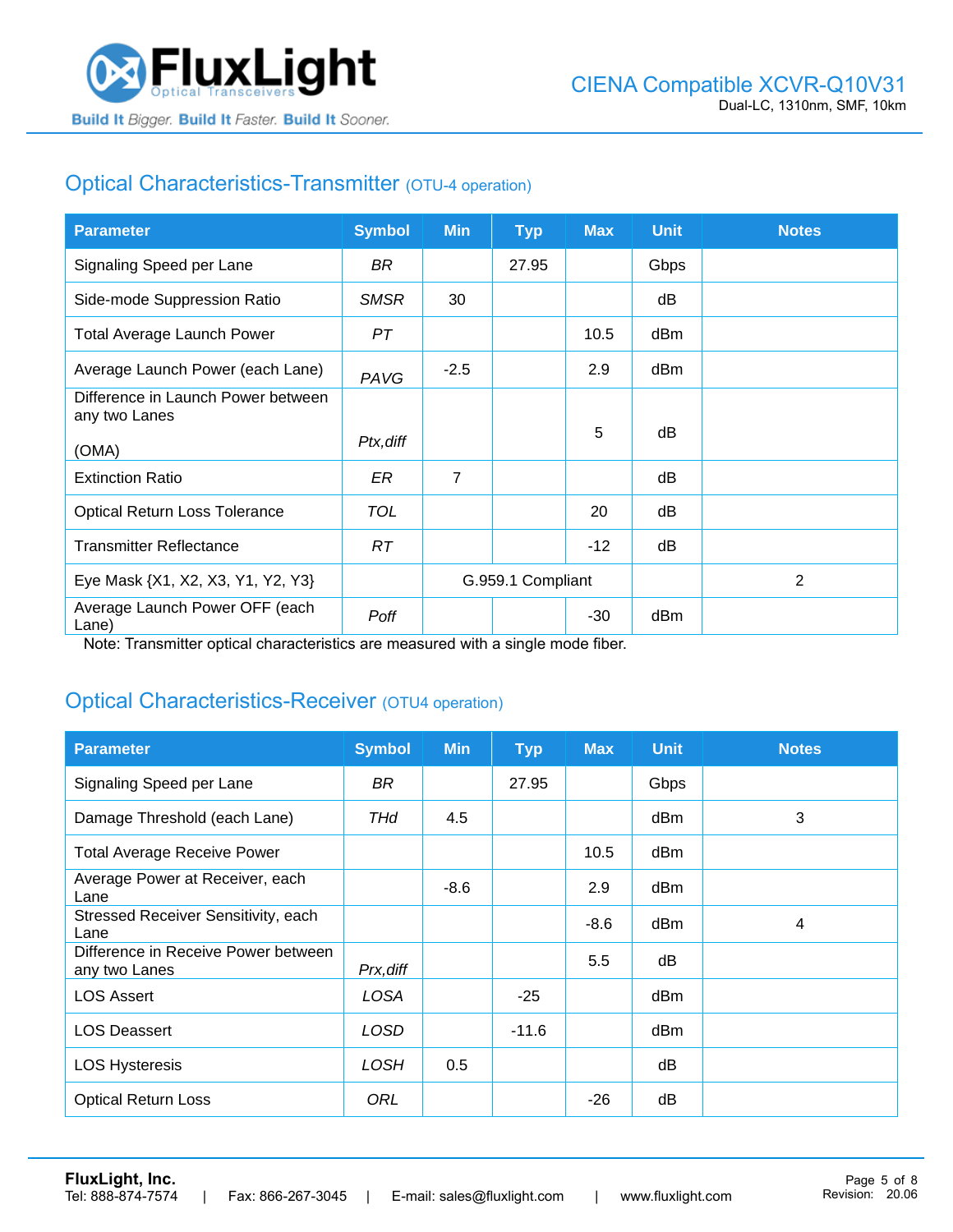## Optical Characteristics-Transmitter (OTU-4 operation)

| Parameter | Symbol | Min | Typ | Max | Unit | Notes |
|---|---|---|---|---|---|---|
| Signaling Speed per Lane | *BR* | | 27.95 | | Gbps | |
| Side-mode Suppression Ratio | *SMSR* | 30 | | | dB | |
| Total Average Launch Power | *PT* | | | 10.5 | dBm | |
| Average Launch Power (each Lane) | *PAVG* | -2.5 | | 2.9 | dBm | |
| Difference in Launch Power between any two Lanes (OMA) | *Ptx,diff* | | | 5 | dB | |
| Extinction Ratio | *ER* | 7 | | | dB | |
| Optical Return Loss Tolerance | *TOL* | | | 20 | dB | |
| Transmitter Reflectance | *RT* | | | -12 | dB | |
| Eye Mask {X1, X2, X3, Y1, Y2, Y3} | | G.959.1 Compliant | | | | 2 |
| Average Launch Power OFF (each Lane) | *Poff* | | | -30 | dBm | |

Note: Transmitter optical characteristics are measured with a single mode fiber.

## Optical Characteristics-Receiver (OTU4 operation)

| Parameter | Symbol | Min | Typ | Max | Unit | Notes |
|---|---|---|---|---|---|---|
| Signaling Speed per Lane | *BR* | | 27.95 | | Gbps | |
| Damage Threshold (each Lane) | *THd* | 4.5 | | | dBm | 3 |
| Total Average Receive Power | | | | 10.5 | dBm | |
| Average Power at Receiver, each Lane | | -8.6 | | 2.9 | dBm | |
| Stressed Receiver Sensitivity, each Lane | | | | -8.6 | dBm | 4 |
| Difference in Receive Power between any two Lanes | *Prx,diff* | | | 5.5 | dB | |
| LOS Assert | *LOSA* | | -25 | | dBm | |
| LOS Deassert | *LOSD* | | -11.6 | | dBm | |
| LOS Hysteresis | *LOSH* | 0.5 | | | dB | |
| Optical Return Loss | *ORL* | | | -26 | dB | |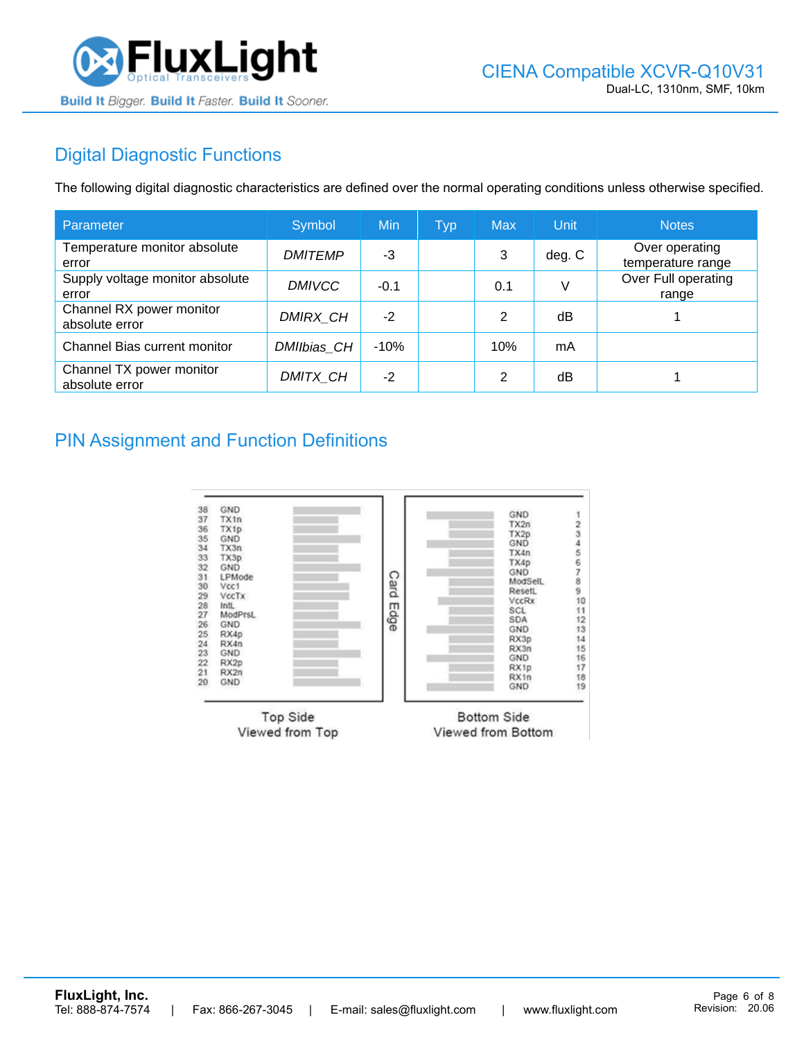## Digital Diagnostic Functions

The following digital diagnostic characteristics are defined over the normal operating conditions unless otherwise specified.

| Parameter | Symbol | Min | Typ | Max | Unit | Notes |
|---|---|---|---|---|---|---|
| Temperature monitor absolute error | *DMITEMP* | -3 | | 3 | deg. C | Over operating temperature range |
| Supply voltage monitor absolute error | *DMIVCC* | -0.1 | | 0.1 | V | Over Full operating range |
| Channel RX power monitor absolute error | *DMIRX_CH* | -2 | | 2 | dB | 1 |
| Channel Bias current monitor | *DMIIbias_CH* | -10% | | 10% | mA | |
| Channel TX power monitor absolute error | *DMITX_CH* | -2 | | 2 | dB | 1 |

## PIN Assignment and Function Definitions

| Pin | Top Side (Viewed from Top) | Pin | Bottom Side (Viewed from Bottom) |
|---|---|---|---|
| 38 | GND | 1 | GND |
| 37 | TX1n | 2 | TX2n |
| 36 | TX1p | 3 | TX2p |
| 35 | GND | 4 | GND |
| 34 | TX3n | 5 | TX4n |
| 33 | TX3p | 6 | TX4p |
| 32 | GND | 7 | GND |
| 31 | LPMode | 8 | ModSelL |
| 30 | Vcc1 | 9 | ResetL |
| 29 | VccTx | 10 | VccRx |
| 28 | IntL | 11 | SCL |
| 27 | ModPrsL | 12 | SDA |
| 26 | GND | 13 | GND |
| 25 | RX4p | 14 | RX3p |
| 24 | RX4n | 15 | RX3n |
| 23 | GND | 16 | GND |
| 22 | RX2p | 17 | RX1p |
| 21 | RX2n | 18 | RX1n |
| 20 | GND | 19 | GND |

Card Edge

Top Side
Viewed from Top

Bottom Side
Viewed from Bottom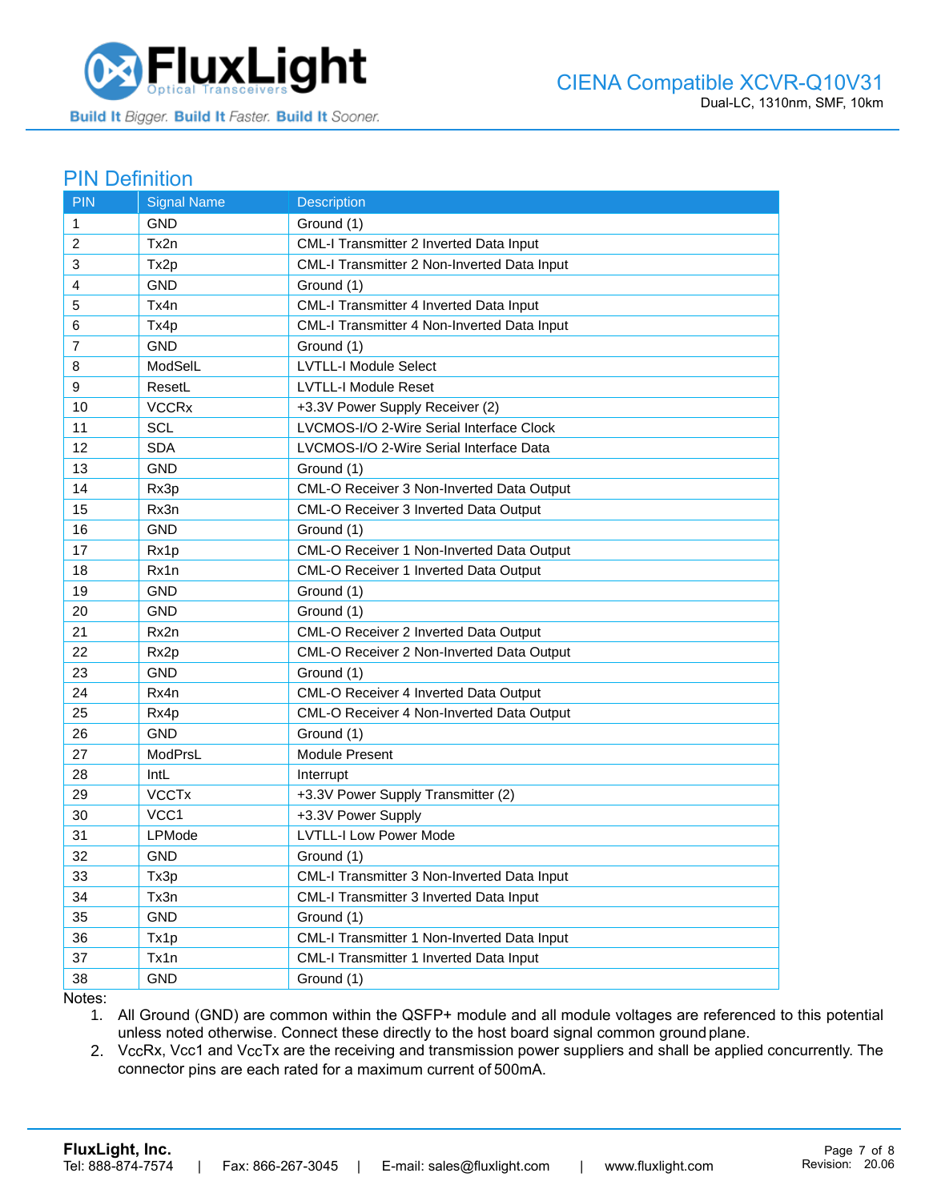## PIN Definition

| PIN | Signal Name | Description |
|---|---|---|
| 1 | GND | Ground (1) |
| 2 | Tx2n | CML-I Transmitter 2 Inverted Data Input |
| 3 | Tx2p | CML-I Transmitter 2 Non-Inverted Data Input |
| 4 | GND | Ground (1) |
| 5 | Tx4n | CML-I Transmitter 4 Inverted Data Input |
| 6 | Tx4p | CML-I Transmitter 4 Non-Inverted Data Input |
| 7 | GND | Ground (1) |
| 8 | ModSelL | LVTLL-I Module Select |
| 9 | ResetL | LVTLL-I Module Reset |
| 10 | VCCRx | +3.3V Power Supply Receiver (2) |
| 11 | SCL | LVCMOS-I/O 2-Wire Serial Interface Clock |
| 12 | SDA | LVCMOS-I/O 2-Wire Serial Interface Data |
| 13 | GND | Ground (1) |
| 14 | Rx3p | CML-O Receiver 3 Non-Inverted Data Output |
| 15 | Rx3n | CML-O Receiver 3 Inverted Data Output |
| 16 | GND | Ground (1) |
| 17 | Rx1p | CML-O Receiver 1 Non-Inverted Data Output |
| 18 | Rx1n | CML-O Receiver 1 Inverted Data Output |
| 19 | GND | Ground (1) |
| 20 | GND | Ground (1) |
| 21 | Rx2n | CML-O Receiver 2 Inverted Data Output |
| 22 | Rx2p | CML-O Receiver 2 Non-Inverted Data Output |
| 23 | GND | Ground (1) |
| 24 | Rx4n | CML-O Receiver 4 Inverted Data Output |
| 25 | Rx4p | CML-O Receiver 4 Non-Inverted Data Output |
| 26 | GND | Ground (1) |
| 27 | ModPrsL | Module Present |
| 28 | IntL | Interrupt |
| 29 | VCCTx | +3.3V Power Supply Transmitter (2) |
| 30 | VCC1 | +3.3V Power Supply |
| 31 | LPMode | LVTLL-I Low Power Mode |
| 32 | GND | Ground (1) |
| 33 | Tx3p | CML-I Transmitter 3 Non-Inverted Data Input |
| 34 | Tx3n | CML-I Transmitter 3 Inverted Data Input |
| 35 | GND | Ground (1) |
| 36 | Tx1p | CML-I Transmitter 1 Non-Inverted Data Input |
| 37 | Tx1n | CML-I Transmitter 1 Inverted Data Input |
| 38 | GND | Ground (1) |

Notes:

1. All Ground (GND) are common within the QSFP+ module and all module voltages are referenced to this potential unless noted otherwise. Connect these directly to the host board signal common ground plane.
2. VccRx, Vcc1 and VccTx are the receiving and transmission power suppliers and shall be applied concurrently. The connector pins are each rated for a maximum current of 500mA.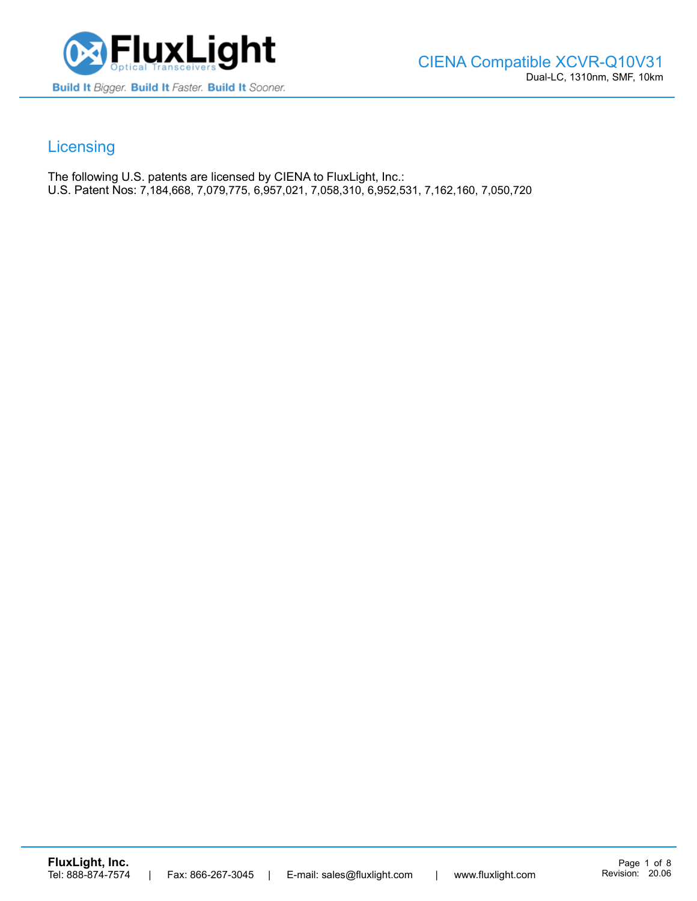## Licensing

The following U.S. patents are licensed by CIENA to FluxLight, Inc.:
U.S. Patent Nos: 7,184,668, 7,079,775, 6,957,021, 7,058,310, 6,952,531, 7,162,160, 7,050,720